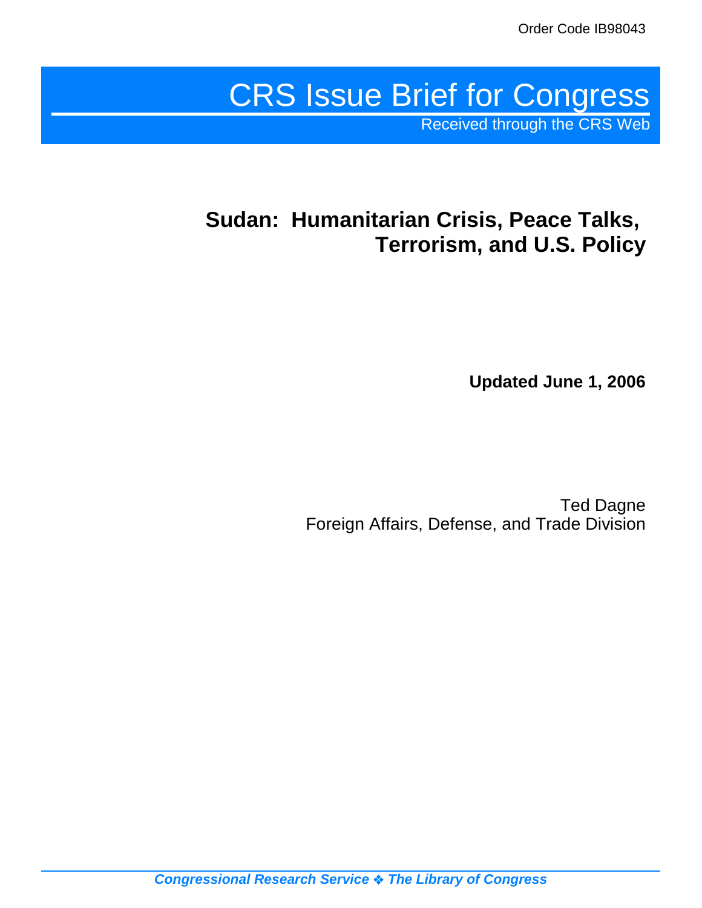Order Code IB98043

# CRS Issue Brief for Congress

Received through the CRS Web

## Sudan: Humanitarian Crisis, Peace Talks, Terrorism, and U.S. Policy

**Updated June 1, 2006**

Ted Dagne
Foreign Affairs, Defense, and Trade Division

*Congressional Research Service ❖ The Library of Congress*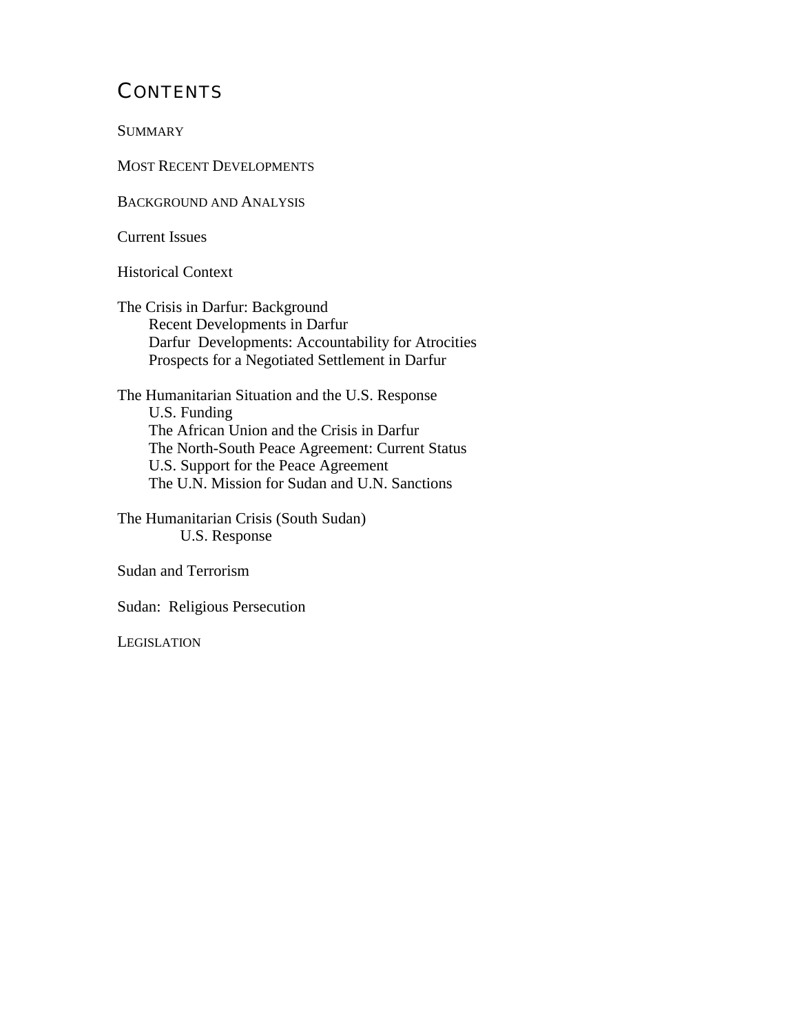## CONTENTS

SUMMARY

MOST RECENT DEVELOPMENTS

BACKGROUND AND ANALYSIS

Current Issues

Historical Context

The Crisis in Darfur: Background
- Recent Developments in Darfur
- Darfur  Developments: Accountability for Atrocities
- Prospects for a Negotiated Settlement in Darfur

The Humanitarian Situation and the U.S. Response
- U.S. Funding
- The African Union and the Crisis in Darfur
- The North-South Peace Agreement: Current Status
- U.S. Support for the Peace Agreement
- The U.N. Mission for Sudan and U.N. Sanctions

The Humanitarian Crisis (South Sudan)
- U.S. Response

Sudan and Terrorism

Sudan:  Religious Persecution

LEGISLATION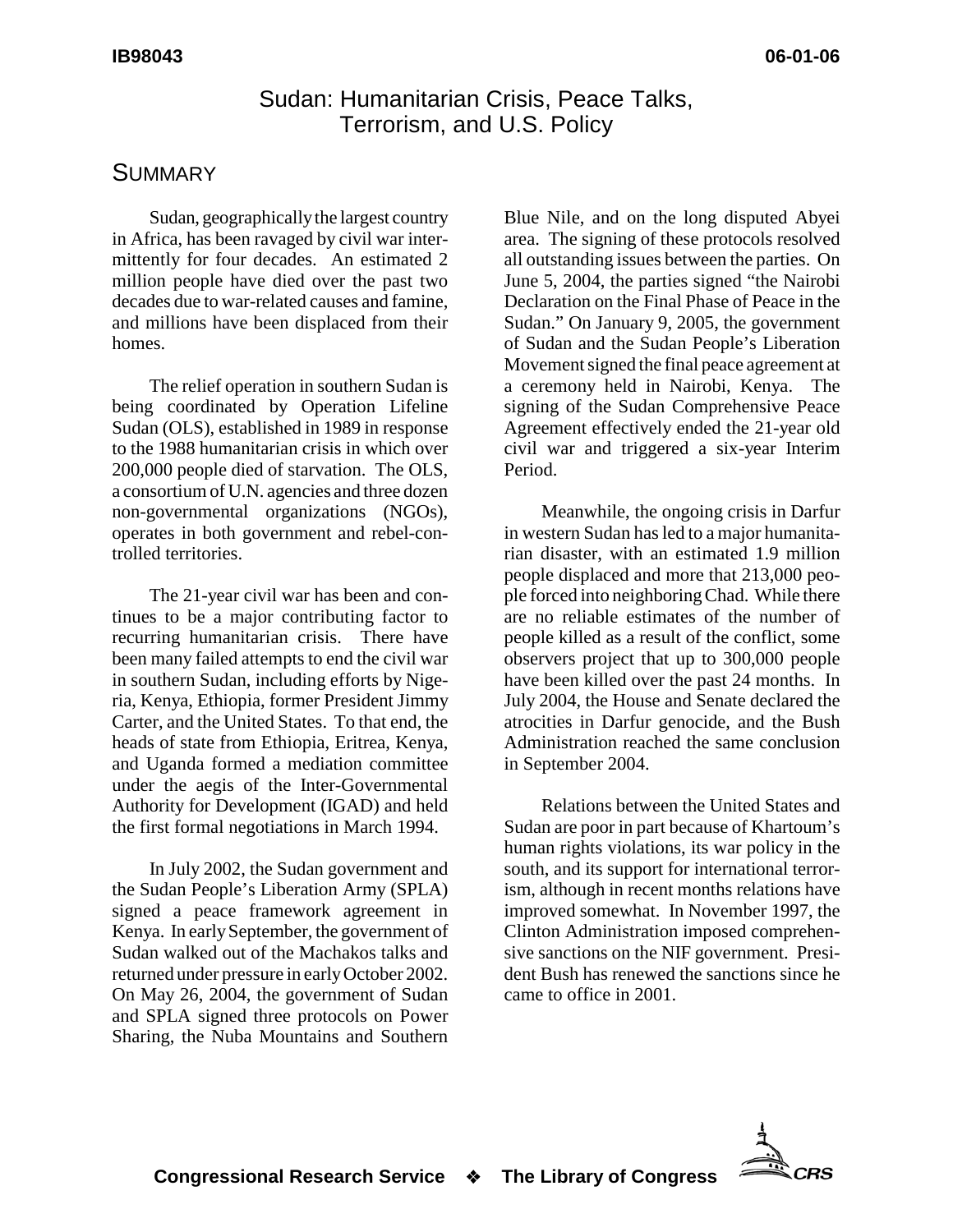# Sudan: Humanitarian Crisis, Peace Talks, Terrorism, and U.S. Policy

## SUMMARY

Sudan, geographically the largest country in Africa, has been ravaged by civil war intermittently for four decades. An estimated 2 million people have died over the past two decades due to war-related causes and famine, and millions have been displaced from their homes.

The relief operation in southern Sudan is being coordinated by Operation Lifeline Sudan (OLS), established in 1989 in response to the 1988 humanitarian crisis in which over 200,000 people died of starvation. The OLS, a consortium of U.N. agencies and three dozen non-governmental organizations (NGOs), operates in both government and rebel-controlled territories.

The 21-year civil war has been and continues to be a major contributing factor to recurring humanitarian crisis. There have been many failed attempts to end the civil war in southern Sudan, including efforts by Nigeria, Kenya, Ethiopia, former President Jimmy Carter, and the United States. To that end, the heads of state from Ethiopia, Eritrea, Kenya, and Uganda formed a mediation committee under the aegis of the Inter-Governmental Authority for Development (IGAD) and held the first formal negotiations in March 1994.

In July 2002, the Sudan government and the Sudan People's Liberation Army (SPLA) signed a peace framework agreement in Kenya. In early September, the government of Sudan walked out of the Machakos talks and returned under pressure in early October 2002. On May 26, 2004, the government of Sudan and SPLA signed three protocols on Power Sharing, the Nuba Mountains and Southern Blue Nile, and on the long disputed Abyei area. The signing of these protocols resolved all outstanding issues between the parties. On June 5, 2004, the parties signed "the Nairobi Declaration on the Final Phase of Peace in the Sudan." On January 9, 2005, the government of Sudan and the Sudan People's Liberation Movement signed the final peace agreement at a ceremony held in Nairobi, Kenya. The signing of the Sudan Comprehensive Peace Agreement effectively ended the 21-year old civil war and triggered a six-year Interim Period.

Meanwhile, the ongoing crisis in Darfur in western Sudan has led to a major humanitarian disaster, with an estimated 1.9 million people displaced and more that 213,000 people forced into neighboring Chad. While there are no reliable estimates of the number of people killed as a result of the conflict, some observers project that up to 300,000 people have been killed over the past 24 months. In July 2004, the House and Senate declared the atrocities in Darfur genocide, and the Bush Administration reached the same conclusion in September 2004.

Relations between the United States and Sudan are poor in part because of Khartoum's human rights violations, its war policy in the south, and its support for international terrorism, although in recent months relations have improved somewhat. In November 1997, the Clinton Administration imposed comprehensive sanctions on the NIF government. President Bush has renewed the sanctions since he came to office in 2001.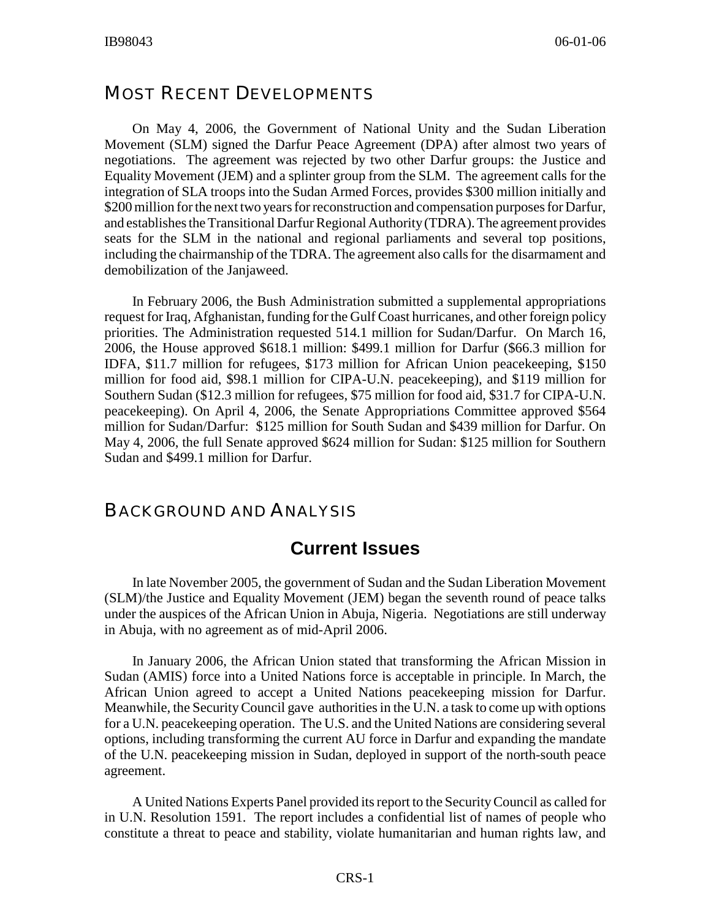## Most Recent Developments

On May 4, 2006, the Government of National Unity and the Sudan Liberation Movement (SLM) signed the Darfur Peace Agreement (DPA) after almost two years of negotiations. The agreement was rejected by two other Darfur groups: the Justice and Equality Movement (JEM) and a splinter group from the SLM. The agreement calls for the integration of SLA troops into the Sudan Armed Forces, provides $300 million initially and $200 million for the next two years for reconstruction and compensation purposes for Darfur, and establishes the Transitional Darfur Regional Authority (TDRA). The agreement provides seats for the SLM in the national and regional parliaments and several top positions, including the chairmanship of the TDRA. The agreement also calls for the disarmament and demobilization of the Janjaweed.

In February 2006, the Bush Administration submitted a supplemental appropriations request for Iraq, Afghanistan, funding for the Gulf Coast hurricanes, and other foreign policy priorities. The Administration requested 514.1 million for Sudan/Darfur. On March 16, 2006, the House approved $618.1 million: $499.1 million for Darfur ($66.3 million for IDFA, $11.7 million for refugees, $173 million for African Union peacekeeping, $150 million for food aid, $98.1 million for CIPA-U.N. peacekeeping), and $119 million for Southern Sudan ($12.3 million for refugees, $75 million for food aid, $31.7 for CIPA-U.N. peacekeeping). On April 4, 2006, the Senate Appropriations Committee approved $564 million for Sudan/Darfur: $125 million for South Sudan and $439 million for Darfur. On May 4, 2006, the full Senate approved $624 million for Sudan: $125 million for Southern Sudan and $499.1 million for Darfur.

## Background and Analysis

### Current Issues

In late November 2005, the government of Sudan and the Sudan Liberation Movement (SLM)/the Justice and Equality Movement (JEM) began the seventh round of peace talks under the auspices of the African Union in Abuja, Nigeria. Negotiations are still underway in Abuja, with no agreement as of mid-April 2006.

In January 2006, the African Union stated that transforming the African Mission in Sudan (AMIS) force into a United Nations force is acceptable in principle. In March, the African Union agreed to accept a United Nations peacekeeping mission for Darfur. Meanwhile, the Security Council gave authorities in the U.N. a task to come up with options for a U.N. peacekeeping operation. The U.S. and the United Nations are considering several options, including transforming the current AU force in Darfur and expanding the mandate of the U.N. peacekeeping mission in Sudan, deployed in support of the north-south peace agreement.

A United Nations Experts Panel provided its report to the Security Council as called for in U.N. Resolution 1591. The report includes a confidential list of names of people who constitute a threat to peace and stability, violate humanitarian and human rights law, and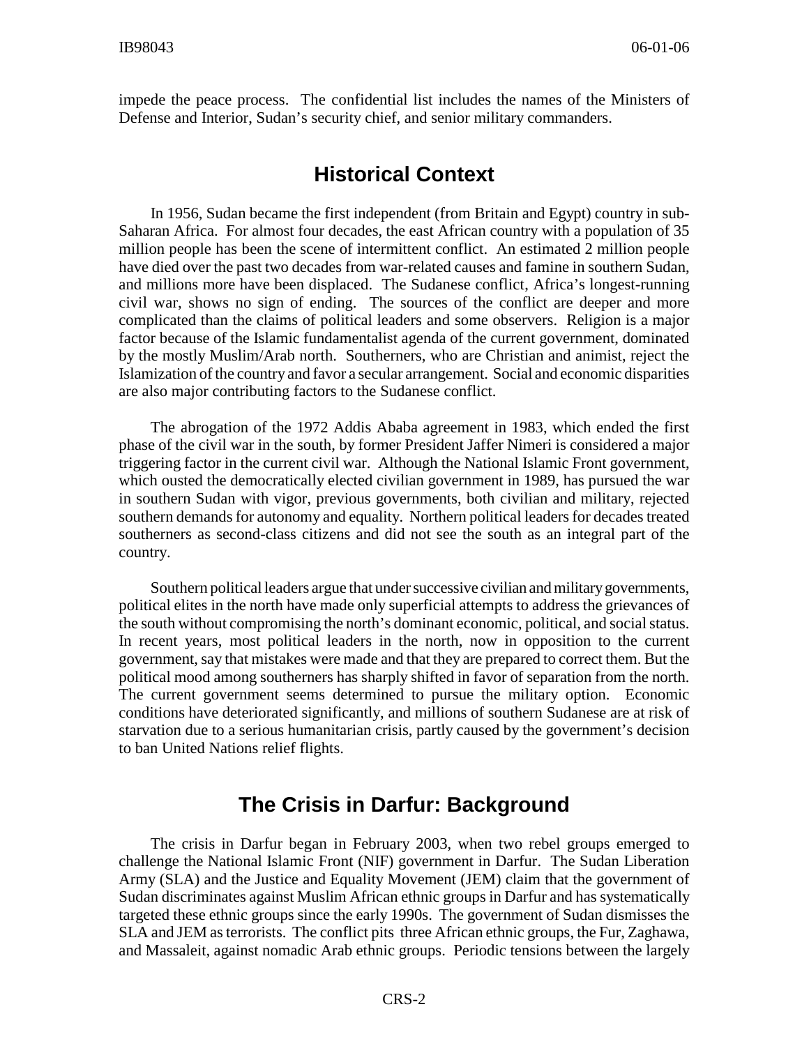impede the peace process. The confidential list includes the names of the Ministers of Defense and Interior, Sudan's security chief, and senior military commanders.

## Historical Context

In 1956, Sudan became the first independent (from Britain and Egypt) country in sub-Saharan Africa. For almost four decades, the east African country with a population of 35 million people has been the scene of intermittent conflict. An estimated 2 million people have died over the past two decades from war-related causes and famine in southern Sudan, and millions more have been displaced. The Sudanese conflict, Africa's longest-running civil war, shows no sign of ending. The sources of the conflict are deeper and more complicated than the claims of political leaders and some observers. Religion is a major factor because of the Islamic fundamentalist agenda of the current government, dominated by the mostly Muslim/Arab north. Southerners, who are Christian and animist, reject the Islamization of the country and favor a secular arrangement. Social and economic disparities are also major contributing factors to the Sudanese conflict.

The abrogation of the 1972 Addis Ababa agreement in 1983, which ended the first phase of the civil war in the south, by former President Jaffer Nimeri is considered a major triggering factor in the current civil war. Although the National Islamic Front government, which ousted the democratically elected civilian government in 1989, has pursued the war in southern Sudan with vigor, previous governments, both civilian and military, rejected southern demands for autonomy and equality. Northern political leaders for decades treated southerners as second-class citizens and did not see the south as an integral part of the country.

Southern political leaders argue that under successive civilian and military governments, political elites in the north have made only superficial attempts to address the grievances of the south without compromising the north's dominant economic, political, and social status. In recent years, most political leaders in the north, now in opposition to the current government, say that mistakes were made and that they are prepared to correct them. But the political mood among southerners has sharply shifted in favor of separation from the north. The current government seems determined to pursue the military option. Economic conditions have deteriorated significantly, and millions of southern Sudanese are at risk of starvation due to a serious humanitarian crisis, partly caused by the government's decision to ban United Nations relief flights.

## The Crisis in Darfur: Background

The crisis in Darfur began in February 2003, when two rebel groups emerged to challenge the National Islamic Front (NIF) government in Darfur. The Sudan Liberation Army (SLA) and the Justice and Equality Movement (JEM) claim that the government of Sudan discriminates against Muslim African ethnic groups in Darfur and has systematically targeted these ethnic groups since the early 1990s. The government of Sudan dismisses the SLA and JEM as terrorists. The conflict pits three African ethnic groups, the Fur, Zaghawa, and Massaleit, against nomadic Arab ethnic groups. Periodic tensions between the largely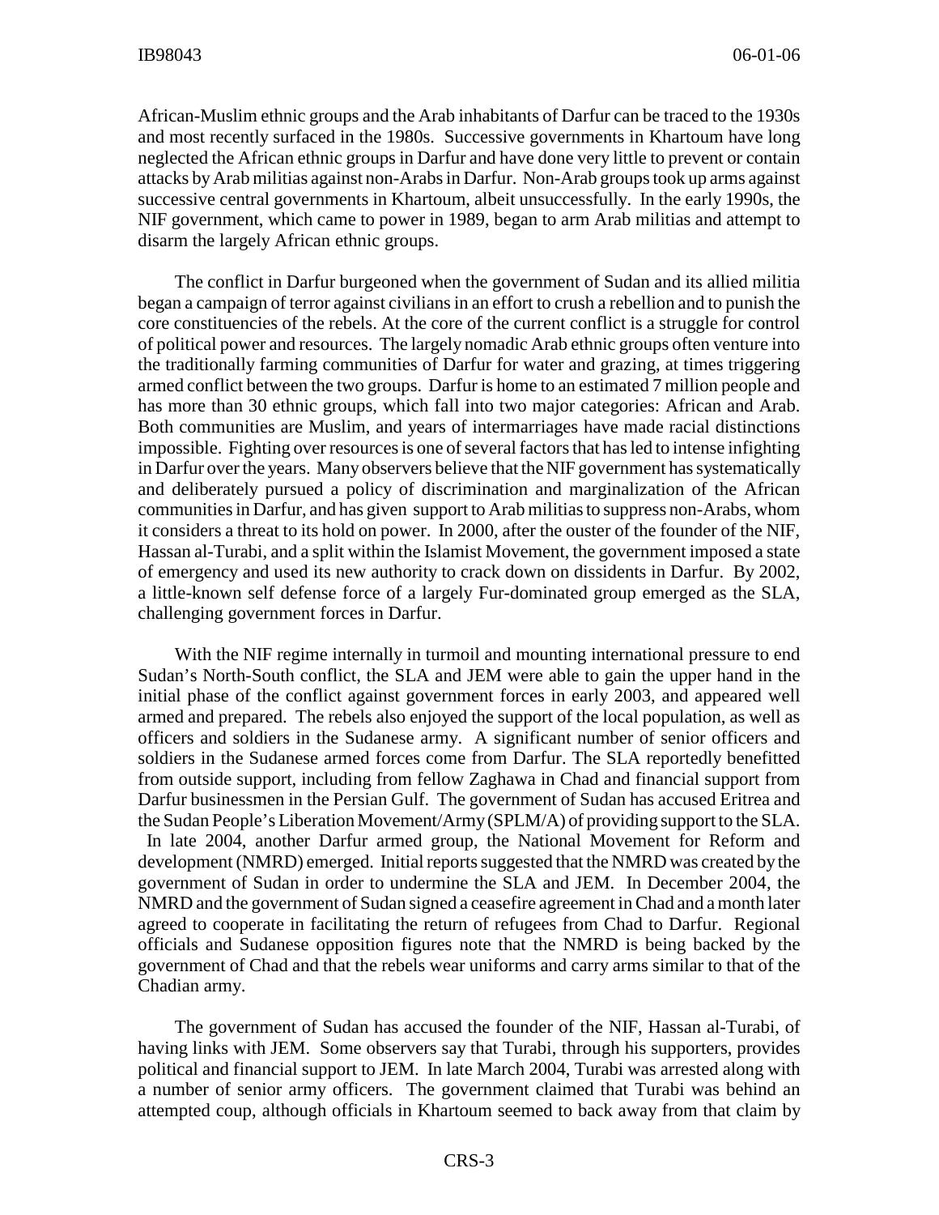African-Muslim ethnic groups and the Arab inhabitants of Darfur can be traced to the 1930s and most recently surfaced in the 1980s. Successive governments in Khartoum have long neglected the African ethnic groups in Darfur and have done very little to prevent or contain attacks by Arab militias against non-Arabs in Darfur. Non-Arab groups took up arms against successive central governments in Khartoum, albeit unsuccessfully. In the early 1990s, the NIF government, which came to power in 1989, began to arm Arab militias and attempt to disarm the largely African ethnic groups.

The conflict in Darfur burgeoned when the government of Sudan and its allied militia began a campaign of terror against civilians in an effort to crush a rebellion and to punish the core constituencies of the rebels. At the core of the current conflict is a struggle for control of political power and resources. The largely nomadic Arab ethnic groups often venture into the traditionally farming communities of Darfur for water and grazing, at times triggering armed conflict between the two groups. Darfur is home to an estimated 7 million people and has more than 30 ethnic groups, which fall into two major categories: African and Arab. Both communities are Muslim, and years of intermarriages have made racial distinctions impossible. Fighting over resources is one of several factors that has led to intense infighting in Darfur over the years. Many observers believe that the NIF government has systematically and deliberately pursued a policy of discrimination and marginalization of the African communities in Darfur, and has given support to Arab militias to suppress non-Arabs, whom it considers a threat to its hold on power. In 2000, after the ouster of the founder of the NIF, Hassan al-Turabi, and a split within the Islamist Movement, the government imposed a state of emergency and used its new authority to crack down on dissidents in Darfur. By 2002, a little-known self defense force of a largely Fur-dominated group emerged as the SLA, challenging government forces in Darfur.

With the NIF regime internally in turmoil and mounting international pressure to end Sudan's North-South conflict, the SLA and JEM were able to gain the upper hand in the initial phase of the conflict against government forces in early 2003, and appeared well armed and prepared. The rebels also enjoyed the support of the local population, as well as officers and soldiers in the Sudanese army. A significant number of senior officers and soldiers in the Sudanese armed forces come from Darfur. The SLA reportedly benefitted from outside support, including from fellow Zaghawa in Chad and financial support from Darfur businessmen in the Persian Gulf. The government of Sudan has accused Eritrea and the Sudan People's Liberation Movement/Army (SPLM/A) of providing support to the SLA. In late 2004, another Darfur armed group, the National Movement for Reform and development (NMRD) emerged. Initial reports suggested that the NMRD was created by the government of Sudan in order to undermine the SLA and JEM. In December 2004, the NMRD and the government of Sudan signed a ceasefire agreement in Chad and a month later agreed to cooperate in facilitating the return of refugees from Chad to Darfur. Regional officials and Sudanese opposition figures note that the NMRD is being backed by the government of Chad and that the rebels wear uniforms and carry arms similar to that of the Chadian army.

The government of Sudan has accused the founder of the NIF, Hassan al-Turabi, of having links with JEM. Some observers say that Turabi, through his supporters, provides political and financial support to JEM. In late March 2004, Turabi was arrested along with a number of senior army officers. The government claimed that Turabi was behind an attempted coup, although officials in Khartoum seemed to back away from that claim by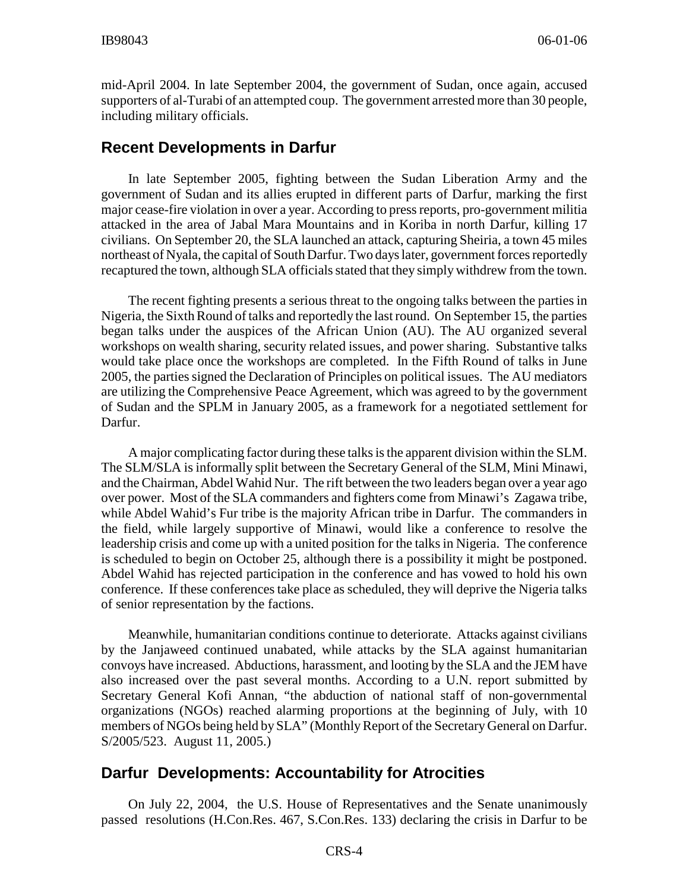mid-April 2004. In late September 2004, the government of Sudan, once again, accused supporters of al-Turabi of an attempted coup. The government arrested more than 30 people, including military officials.

## Recent Developments in Darfur

In late September 2005, fighting between the Sudan Liberation Army and the government of Sudan and its allies erupted in different parts of Darfur, marking the first major cease-fire violation in over a year. According to press reports, pro-government militia attacked in the area of Jabal Mara Mountains and in Koriba in north Darfur, killing 17 civilians. On September 20, the SLA launched an attack, capturing Sheiria, a town 45 miles northeast of Nyala, the capital of South Darfur. Two days later, government forces reportedly recaptured the town, although SLA officials stated that they simply withdrew from the town.

The recent fighting presents a serious threat to the ongoing talks between the parties in Nigeria, the Sixth Round of talks and reportedly the last round. On September 15, the parties began talks under the auspices of the African Union (AU). The AU organized several workshops on wealth sharing, security related issues, and power sharing. Substantive talks would take place once the workshops are completed. In the Fifth Round of talks in June 2005, the parties signed the Declaration of Principles on political issues. The AU mediators are utilizing the Comprehensive Peace Agreement, which was agreed to by the government of Sudan and the SPLM in January 2005, as a framework for a negotiated settlement for Darfur.

A major complicating factor during these talks is the apparent division within the SLM. The SLM/SLA is informally split between the Secretary General of the SLM, Mini Minawi, and the Chairman, Abdel Wahid Nur. The rift between the two leaders began over a year ago over power. Most of the SLA commanders and fighters come from Minawi's Zagawa tribe, while Abdel Wahid's Fur tribe is the majority African tribe in Darfur. The commanders in the field, while largely supportive of Minawi, would like a conference to resolve the leadership crisis and come up with a united position for the talks in Nigeria. The conference is scheduled to begin on October 25, although there is a possibility it might be postponed. Abdel Wahid has rejected participation in the conference and has vowed to hold his own conference. If these conferences take place as scheduled, they will deprive the Nigeria talks of senior representation by the factions.

Meanwhile, humanitarian conditions continue to deteriorate. Attacks against civilians by the Janjaweed continued unabated, while attacks by the SLA against humanitarian convoys have increased. Abductions, harassment, and looting by the SLA and the JEM have also increased over the past several months. According to a U.N. report submitted by Secretary General Kofi Annan, "the abduction of national staff of non-governmental organizations (NGOs) reached alarming proportions at the beginning of July, with 10 members of NGOs being held by SLA" (Monthly Report of the Secretary General on Darfur. S/2005/523. August 11, 2005.)

## Darfur Developments: Accountability for Atrocities

On July 22, 2004, the U.S. House of Representatives and the Senate unanimously passed resolutions (H.Con.Res. 467, S.Con.Res. 133) declaring the crisis in Darfur to be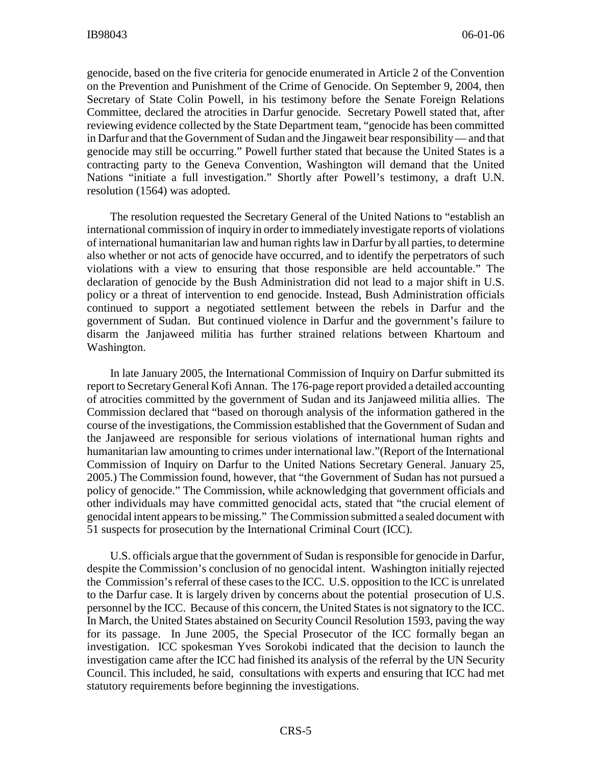genocide, based on the five criteria for genocide enumerated in Article 2 of the Convention on the Prevention and Punishment of the Crime of Genocide. On September 9, 2004, then Secretary of State Colin Powell, in his testimony before the Senate Foreign Relations Committee, declared the atrocities in Darfur genocide. Secretary Powell stated that, after reviewing evidence collected by the State Department team, "genocide has been committed in Darfur and that the Government of Sudan and the Jingaweit bear responsibility — and that genocide may still be occurring." Powell further stated that because the United States is a contracting party to the Geneva Convention, Washington will demand that the United Nations "initiate a full investigation." Shortly after Powell's testimony, a draft U.N. resolution (1564) was adopted.

The resolution requested the Secretary General of the United Nations to "establish an international commission of inquiry in order to immediately investigate reports of violations of international humanitarian law and human rights law in Darfur by all parties, to determine also whether or not acts of genocide have occurred, and to identify the perpetrators of such violations with a view to ensuring that those responsible are held accountable." The declaration of genocide by the Bush Administration did not lead to a major shift in U.S. policy or a threat of intervention to end genocide. Instead, Bush Administration officials continued to support a negotiated settlement between the rebels in Darfur and the government of Sudan. But continued violence in Darfur and the government's failure to disarm the Janjaweed militia has further strained relations between Khartoum and Washington.

In late January 2005, the International Commission of Inquiry on Darfur submitted its report to Secretary General Kofi Annan. The 176-page report provided a detailed accounting of atrocities committed by the government of Sudan and its Janjaweed militia allies. The Commission declared that "based on thorough analysis of the information gathered in the course of the investigations, the Commission established that the Government of Sudan and the Janjaweed are responsible for serious violations of international human rights and humanitarian law amounting to crimes under international law."(Report of the International Commission of Inquiry on Darfur to the United Nations Secretary General. January 25, 2005.) The Commission found, however, that "the Government of Sudan has not pursued a policy of genocide." The Commission, while acknowledging that government officials and other individuals may have committed genocidal acts, stated that "the crucial element of genocidal intent appears to be missing." The Commission submitted a sealed document with 51 suspects for prosecution by the International Criminal Court (ICC).

U.S. officials argue that the government of Sudan is responsible for genocide in Darfur, despite the Commission's conclusion of no genocidal intent. Washington initially rejected the Commission's referral of these cases to the ICC. U.S. opposition to the ICC is unrelated to the Darfur case. It is largely driven by concerns about the potential prosecution of U.S. personnel by the ICC. Because of this concern, the United States is not signatory to the ICC. In March, the United States abstained on Security Council Resolution 1593, paving the way for its passage. In June 2005, the Special Prosecutor of the ICC formally began an investigation. ICC spokesman Yves Sorokobi indicated that the decision to launch the investigation came after the ICC had finished its analysis of the referral by the UN Security Council. This included, he said, consultations with experts and ensuring that ICC had met statutory requirements before beginning the investigations.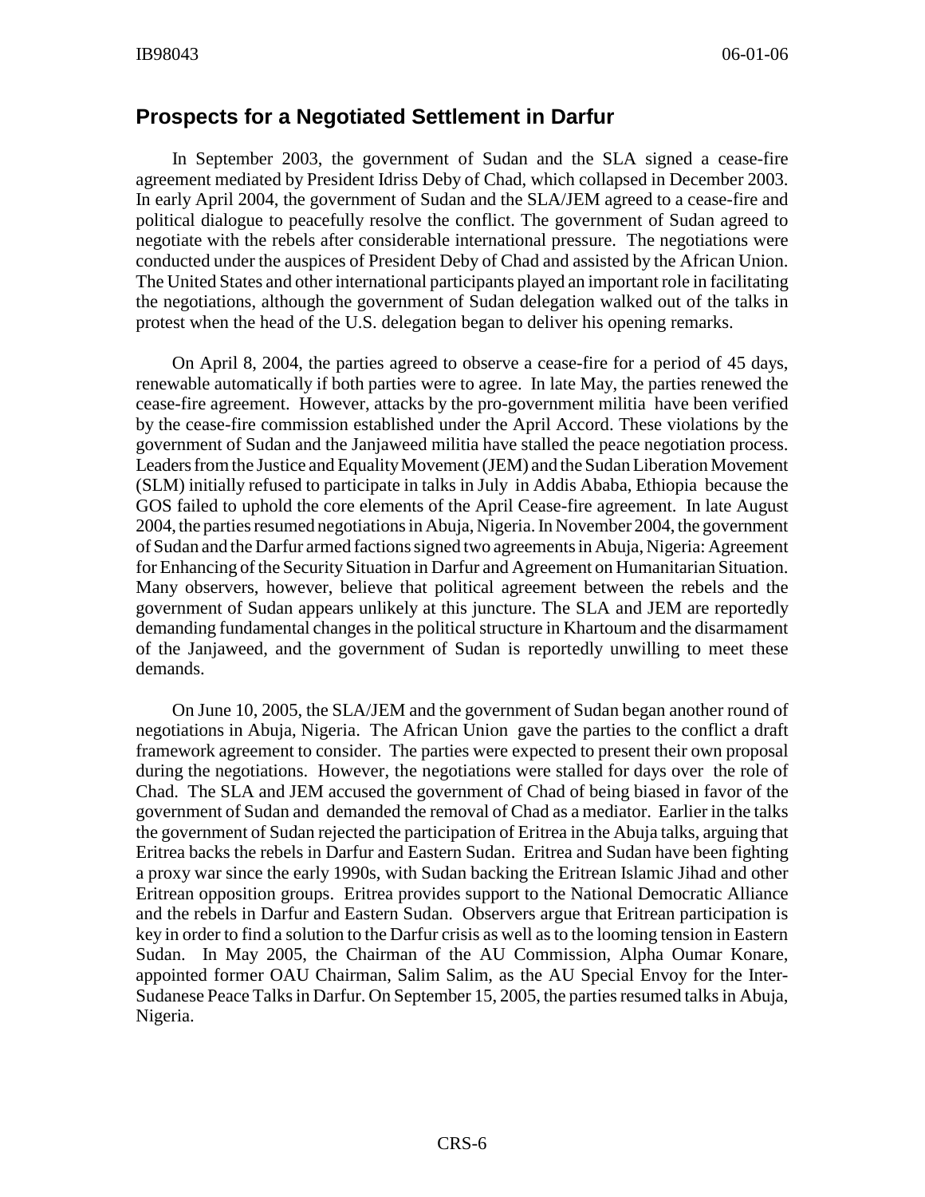## Prospects for a Negotiated Settlement in Darfur

In September 2003, the government of Sudan and the SLA signed a cease-fire agreement mediated by President Idriss Deby of Chad, which collapsed in December 2003. In early April 2004, the government of Sudan and the SLA/JEM agreed to a cease-fire and political dialogue to peacefully resolve the conflict. The government of Sudan agreed to negotiate with the rebels after considerable international pressure. The negotiations were conducted under the auspices of President Deby of Chad and assisted by the African Union. The United States and other international participants played an important role in facilitating the negotiations, although the government of Sudan delegation walked out of the talks in protest when the head of the U.S. delegation began to deliver his opening remarks.

On April 8, 2004, the parties agreed to observe a cease-fire for a period of 45 days, renewable automatically if both parties were to agree. In late May, the parties renewed the cease-fire agreement. However, attacks by the pro-government militia have been verified by the cease-fire commission established under the April Accord. These violations by the government of Sudan and the Janjaweed militia have stalled the peace negotiation process. Leaders from the Justice and Equality Movement (JEM) and the Sudan Liberation Movement (SLM) initially refused to participate in talks in July in Addis Ababa, Ethiopia because the GOS failed to uphold the core elements of the April Cease-fire agreement. In late August 2004, the parties resumed negotiations in Abuja, Nigeria. In November 2004, the government of Sudan and the Darfur armed factions signed two agreements in Abuja, Nigeria: Agreement for Enhancing of the Security Situation in Darfur and Agreement on Humanitarian Situation. Many observers, however, believe that political agreement between the rebels and the government of Sudan appears unlikely at this juncture. The SLA and JEM are reportedly demanding fundamental changes in the political structure in Khartoum and the disarmament of the Janjaweed, and the government of Sudan is reportedly unwilling to meet these demands.

On June 10, 2005, the SLA/JEM and the government of Sudan began another round of negotiations in Abuja, Nigeria. The African Union gave the parties to the conflict a draft framework agreement to consider. The parties were expected to present their own proposal during the negotiations. However, the negotiations were stalled for days over the role of Chad. The SLA and JEM accused the government of Chad of being biased in favor of the government of Sudan and demanded the removal of Chad as a mediator. Earlier in the talks the government of Sudan rejected the participation of Eritrea in the Abuja talks, arguing that Eritrea backs the rebels in Darfur and Eastern Sudan. Eritrea and Sudan have been fighting a proxy war since the early 1990s, with Sudan backing the Eritrean Islamic Jihad and other Eritrean opposition groups. Eritrea provides support to the National Democratic Alliance and the rebels in Darfur and Eastern Sudan. Observers argue that Eritrean participation is key in order to find a solution to the Darfur crisis as well as to the looming tension in Eastern Sudan. In May 2005, the Chairman of the AU Commission, Alpha Oumar Konare, appointed former OAU Chairman, Salim Salim, as the AU Special Envoy for the Inter-Sudanese Peace Talks in Darfur. On September 15, 2005, the parties resumed talks in Abuja, Nigeria.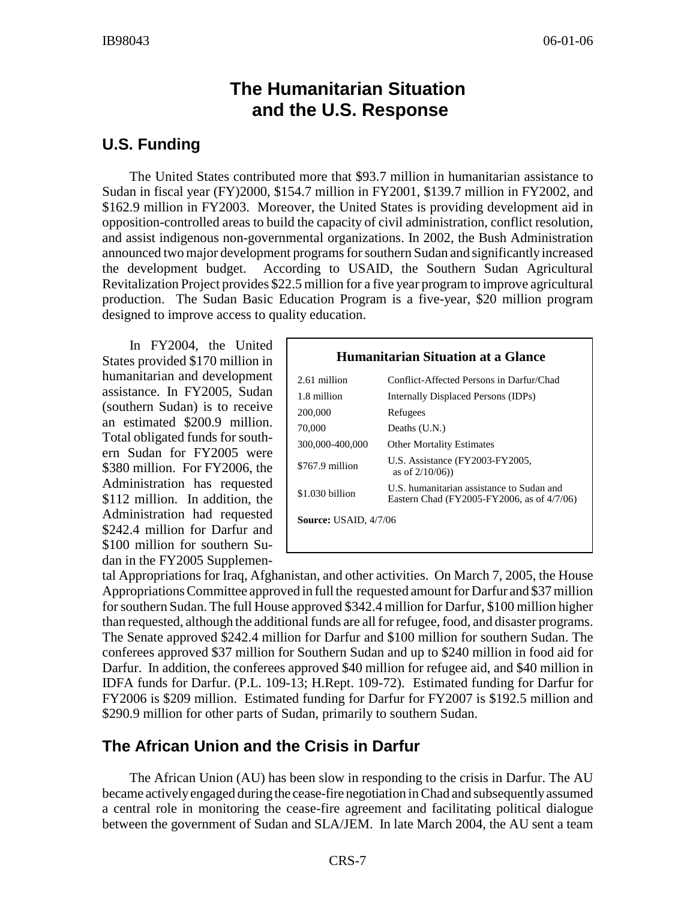# The Humanitarian Situation and the U.S. Response

## U.S. Funding

The United States contributed more that $93.7 million in humanitarian assistance to Sudan in fiscal year (FY)2000, $154.7 million in FY2001, $139.7 million in FY2002, and $162.9 million in FY2003. Moreover, the United States is providing development aid in opposition-controlled areas to build the capacity of civil administration, conflict resolution, and assist indigenous non-governmental organizations. In 2002, the Bush Administration announced two major development programs for southern Sudan and significantly increased the development budget. According to USAID, the Southern Sudan Agricultural Revitalization Project provides $22.5 million for a five year program to improve agricultural production. The Sudan Basic Education Program is a five-year, $20 million program designed to improve access to quality education.

**Humanitarian Situation at a Glance**

| | |
|---|---|
| 2.61 million | Conflict-Affected Persons in Darfur/Chad |
| 1.8 million | Internally Displaced Persons (IDPs) |
| 200,000 | Refugees |
| 70,000 | Deaths (U.N.) |
| 300,000-400,000 | Other Mortality Estimates |
| $767.9 million | U.S. Assistance (FY2003-FY2005, as of 2/10/06)) |
| $1.030 billion | U.S. humanitarian assistance to Sudan and Eastern Chad (FY2005-FY2006, as of 4/7/06) |

**Source:** USAID, 4/7/06

In FY2004, the United States provided $170 million in humanitarian and development assistance. In FY2005, Sudan (southern Sudan) is to receive an estimated $200.9 million. Total obligated funds for southern Sudan for FY2005 were $380 million. For FY2006, the Administration has requested $112 million. In addition, the Administration had requested $242.4 million for Darfur and $100 million for southern Sudan in the FY2005 Supplemental Appropriations for Iraq, Afghanistan, and other activities. On March 7, 2005, the House Appropriations Committee approved in full the requested amount for Darfur and $37 million for southern Sudan. The full House approved $342.4 million for Darfur, $100 million higher than requested, although the additional funds are all for refugee, food, and disaster programs. The Senate approved $242.4 million for Darfur and $100 million for southern Sudan. The conferees approved $37 million for Southern Sudan and up to $240 million in food aid for Darfur. In addition, the conferees approved $40 million for refugee aid, and $40 million in IDFA funds for Darfur. (P.L. 109-13; H.Rept. 109-72). Estimated funding for Darfur for FY2006 is $209 million. Estimated funding for Darfur for FY2007 is $192.5 million and $290.9 million for other parts of Sudan, primarily to southern Sudan.

## The African Union and the Crisis in Darfur

The African Union (AU) has been slow in responding to the crisis in Darfur. The AU became actively engaged during the cease-fire negotiation in Chad and subsequently assumed a central role in monitoring the cease-fire agreement and facilitating political dialogue between the government of Sudan and SLA/JEM. In late March 2004, the AU sent a team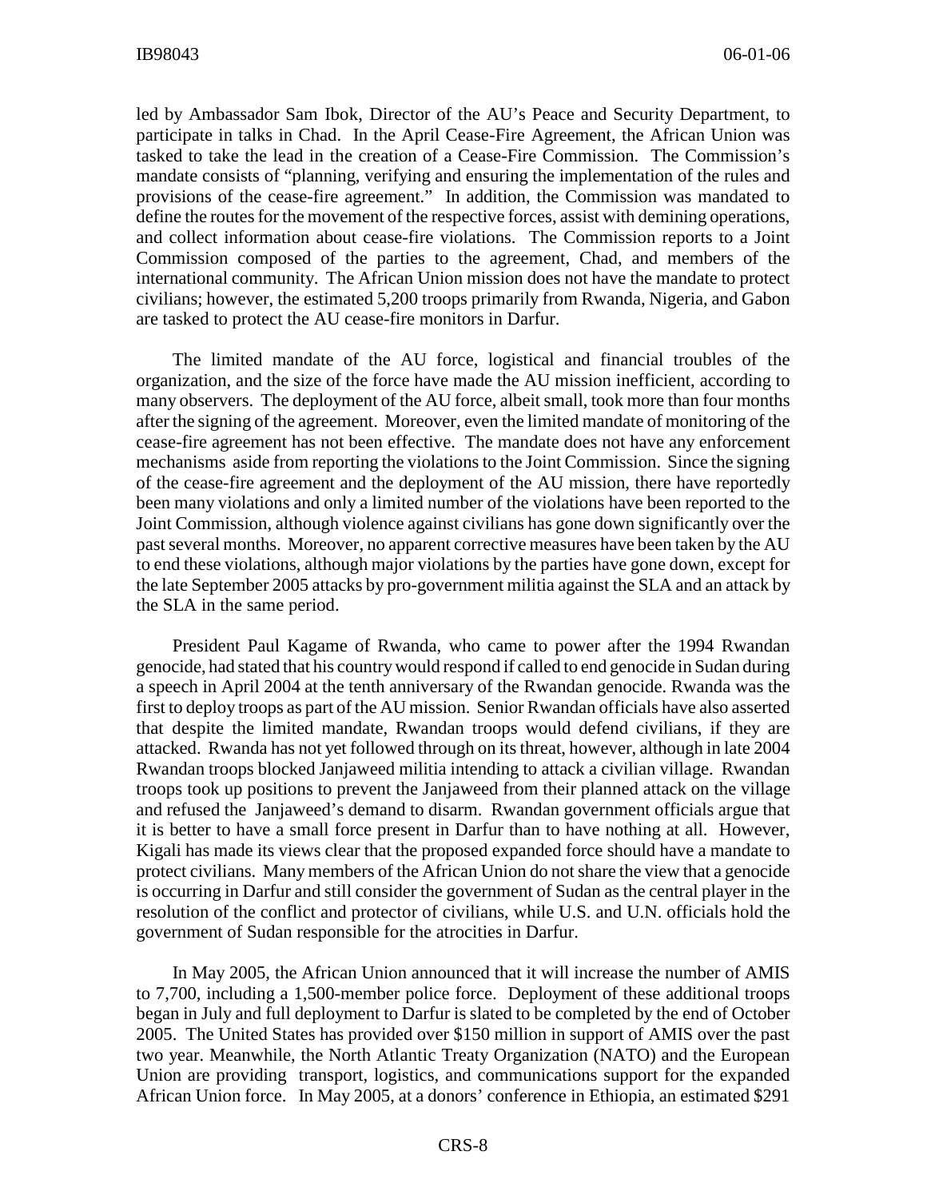led by Ambassador Sam Ibok, Director of the AU's Peace and Security Department, to participate in talks in Chad. In the April Cease-Fire Agreement, the African Union was tasked to take the lead in the creation of a Cease-Fire Commission. The Commission's mandate consists of "planning, verifying and ensuring the implementation of the rules and provisions of the cease-fire agreement." In addition, the Commission was mandated to define the routes for the movement of the respective forces, assist with demining operations, and collect information about cease-fire violations. The Commission reports to a Joint Commission composed of the parties to the agreement, Chad, and members of the international community. The African Union mission does not have the mandate to protect civilians; however, the estimated 5,200 troops primarily from Rwanda, Nigeria, and Gabon are tasked to protect the AU cease-fire monitors in Darfur.

The limited mandate of the AU force, logistical and financial troubles of the organization, and the size of the force have made the AU mission inefficient, according to many observers. The deployment of the AU force, albeit small, took more than four months after the signing of the agreement. Moreover, even the limited mandate of monitoring of the cease-fire agreement has not been effective. The mandate does not have any enforcement mechanisms aside from reporting the violations to the Joint Commission. Since the signing of the cease-fire agreement and the deployment of the AU mission, there have reportedly been many violations and only a limited number of the violations have been reported to the Joint Commission, although violence against civilians has gone down significantly over the past several months. Moreover, no apparent corrective measures have been taken by the AU to end these violations, although major violations by the parties have gone down, except for the late September 2005 attacks by pro-government militia against the SLA and an attack by the SLA in the same period.

President Paul Kagame of Rwanda, who came to power after the 1994 Rwandan genocide, had stated that his country would respond if called to end genocide in Sudan during a speech in April 2004 at the tenth anniversary of the Rwandan genocide. Rwanda was the first to deploy troops as part of the AU mission. Senior Rwandan officials have also asserted that despite the limited mandate, Rwandan troops would defend civilians, if they are attacked. Rwanda has not yet followed through on its threat, however, although in late 2004 Rwandan troops blocked Janjaweed militia intending to attack a civilian village. Rwandan troops took up positions to prevent the Janjaweed from their planned attack on the village and refused the Janjaweed's demand to disarm. Rwandan government officials argue that it is better to have a small force present in Darfur than to have nothing at all. However, Kigali has made its views clear that the proposed expanded force should have a mandate to protect civilians. Many members of the African Union do not share the view that a genocide is occurring in Darfur and still consider the government of Sudan as the central player in the resolution of the conflict and protector of civilians, while U.S. and U.N. officials hold the government of Sudan responsible for the atrocities in Darfur.

In May 2005, the African Union announced that it will increase the number of AMIS to 7,700, including a 1,500-member police force. Deployment of these additional troops began in July and full deployment to Darfur is slated to be completed by the end of October 2005. The United States has provided over $150 million in support of AMIS over the past two year. Meanwhile, the North Atlantic Treaty Organization (NATO) and the European Union are providing transport, logistics, and communications support for the expanded African Union force. In May 2005, at a donors' conference in Ethiopia, an estimated $291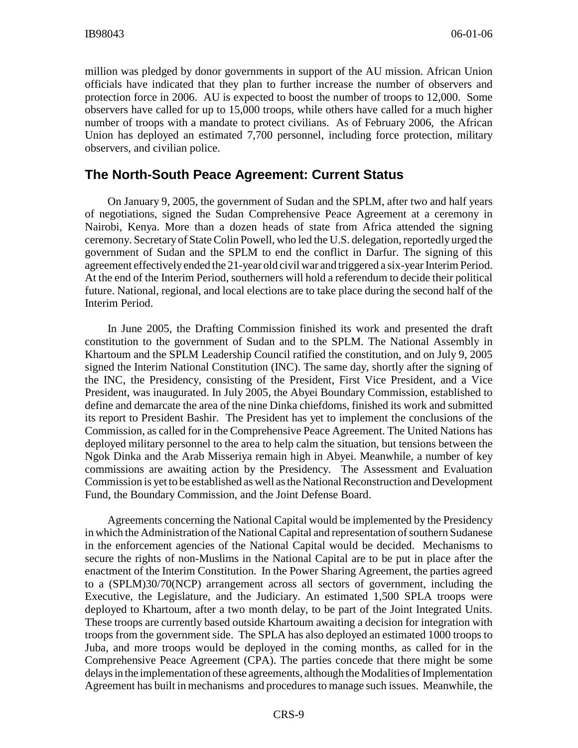million was pledged by donor governments in support of the AU mission. African Union officials have indicated that they plan to further increase the number of observers and protection force in 2006. AU is expected to boost the number of troops to 12,000. Some observers have called for up to 15,000 troops, while others have called for a much higher number of troops with a mandate to protect civilians. As of February 2006, the African Union has deployed an estimated 7,700 personnel, including force protection, military observers, and civilian police.

## The North-South Peace Agreement: Current Status

On January 9, 2005, the government of Sudan and the SPLM, after two and half years of negotiations, signed the Sudan Comprehensive Peace Agreement at a ceremony in Nairobi, Kenya. More than a dozen heads of state from Africa attended the signing ceremony. Secretary of State Colin Powell, who led the U.S. delegation, reportedly urged the government of Sudan and the SPLM to end the conflict in Darfur. The signing of this agreement effectively ended the 21-year old civil war and triggered a six-year Interim Period. At the end of the Interim Period, southerners will hold a referendum to decide their political future. National, regional, and local elections are to take place during the second half of the Interim Period.

In June 2005, the Drafting Commission finished its work and presented the draft constitution to the government of Sudan and to the SPLM. The National Assembly in Khartoum and the SPLM Leadership Council ratified the constitution, and on July 9, 2005 signed the Interim National Constitution (INC). The same day, shortly after the signing of the INC, the Presidency, consisting of the President, First Vice President, and a Vice President, was inaugurated. In July 2005, the Abyei Boundary Commission, established to define and demarcate the area of the nine Dinka chiefdoms, finished its work and submitted its report to President Bashir. The President has yet to implement the conclusions of the Commission, as called for in the Comprehensive Peace Agreement. The United Nations has deployed military personnel to the area to help calm the situation, but tensions between the Ngok Dinka and the Arab Misseriya remain high in Abyei. Meanwhile, a number of key commissions are awaiting action by the Presidency. The Assessment and Evaluation Commission is yet to be established as well as the National Reconstruction and Development Fund, the Boundary Commission, and the Joint Defense Board.

Agreements concerning the National Capital would be implemented by the Presidency in which the Administration of the National Capital and representation of southern Sudanese in the enforcement agencies of the National Capital would be decided. Mechanisms to secure the rights of non-Muslims in the National Capital are to be put in place after the enactment of the Interim Constitution. In the Power Sharing Agreement, the parties agreed to a (SPLM)30/70(NCP) arrangement across all sectors of government, including the Executive, the Legislature, and the Judiciary. An estimated 1,500 SPLA troops were deployed to Khartoum, after a two month delay, to be part of the Joint Integrated Units. These troops are currently based outside Khartoum awaiting a decision for integration with troops from the government side. The SPLA has also deployed an estimated 1000 troops to Juba, and more troops would be deployed in the coming months, as called for in the Comprehensive Peace Agreement (CPA). The parties concede that there might be some delays in the implementation of these agreements, although the Modalities of Implementation Agreement has built in mechanisms and procedures to manage such issues. Meanwhile, the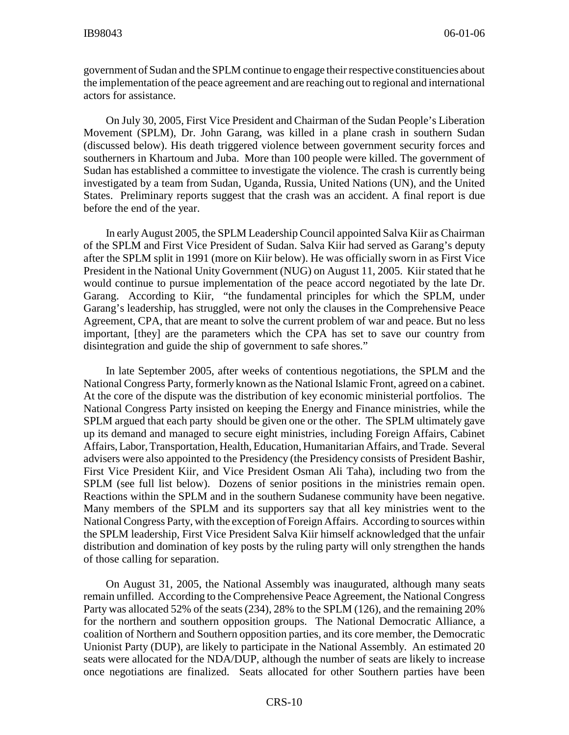government of Sudan and the SPLM continue to engage their respective constituencies about the implementation of the peace agreement and are reaching out to regional and international actors for assistance.

On July 30, 2005, First Vice President and Chairman of the Sudan People's Liberation Movement (SPLM), Dr. John Garang, was killed in a plane crash in southern Sudan (discussed below). His death triggered violence between government security forces and southerners in Khartoum and Juba. More than 100 people were killed. The government of Sudan has established a committee to investigate the violence. The crash is currently being investigated by a team from Sudan, Uganda, Russia, United Nations (UN), and the United States. Preliminary reports suggest that the crash was an accident. A final report is due before the end of the year.

In early August 2005, the SPLM Leadership Council appointed Salva Kiir as Chairman of the SPLM and First Vice President of Sudan. Salva Kiir had served as Garang's deputy after the SPLM split in 1991 (more on Kiir below). He was officially sworn in as First Vice President in the National Unity Government (NUG) on August 11, 2005. Kiir stated that he would continue to pursue implementation of the peace accord negotiated by the late Dr. Garang. According to Kiir, "the fundamental principles for which the SPLM, under Garang's leadership, has struggled, were not only the clauses in the Comprehensive Peace Agreement, CPA, that are meant to solve the current problem of war and peace. But no less important, [they] are the parameters which the CPA has set to save our country from disintegration and guide the ship of government to safe shores."

In late September 2005, after weeks of contentious negotiations, the SPLM and the National Congress Party, formerly known as the National Islamic Front, agreed on a cabinet. At the core of the dispute was the distribution of key economic ministerial portfolios. The National Congress Party insisted on keeping the Energy and Finance ministries, while the SPLM argued that each party should be given one or the other. The SPLM ultimately gave up its demand and managed to secure eight ministries, including Foreign Affairs, Cabinet Affairs, Labor, Transportation, Health, Education, Humanitarian Affairs, and Trade. Several advisers were also appointed to the Presidency (the Presidency consists of President Bashir, First Vice President Kiir, and Vice President Osman Ali Taha), including two from the SPLM (see full list below). Dozens of senior positions in the ministries remain open. Reactions within the SPLM and in the southern Sudanese community have been negative. Many members of the SPLM and its supporters say that all key ministries went to the National Congress Party, with the exception of Foreign Affairs. According to sources within the SPLM leadership, First Vice President Salva Kiir himself acknowledged that the unfair distribution and domination of key posts by the ruling party will only strengthen the hands of those calling for separation.

On August 31, 2005, the National Assembly was inaugurated, although many seats remain unfilled. According to the Comprehensive Peace Agreement, the National Congress Party was allocated 52% of the seats (234), 28% to the SPLM (126), and the remaining 20% for the northern and southern opposition groups. The National Democratic Alliance, a coalition of Northern and Southern opposition parties, and its core member, the Democratic Unionist Party (DUP), are likely to participate in the National Assembly. An estimated 20 seats were allocated for the NDA/DUP, although the number of seats are likely to increase once negotiations are finalized. Seats allocated for other Southern parties have been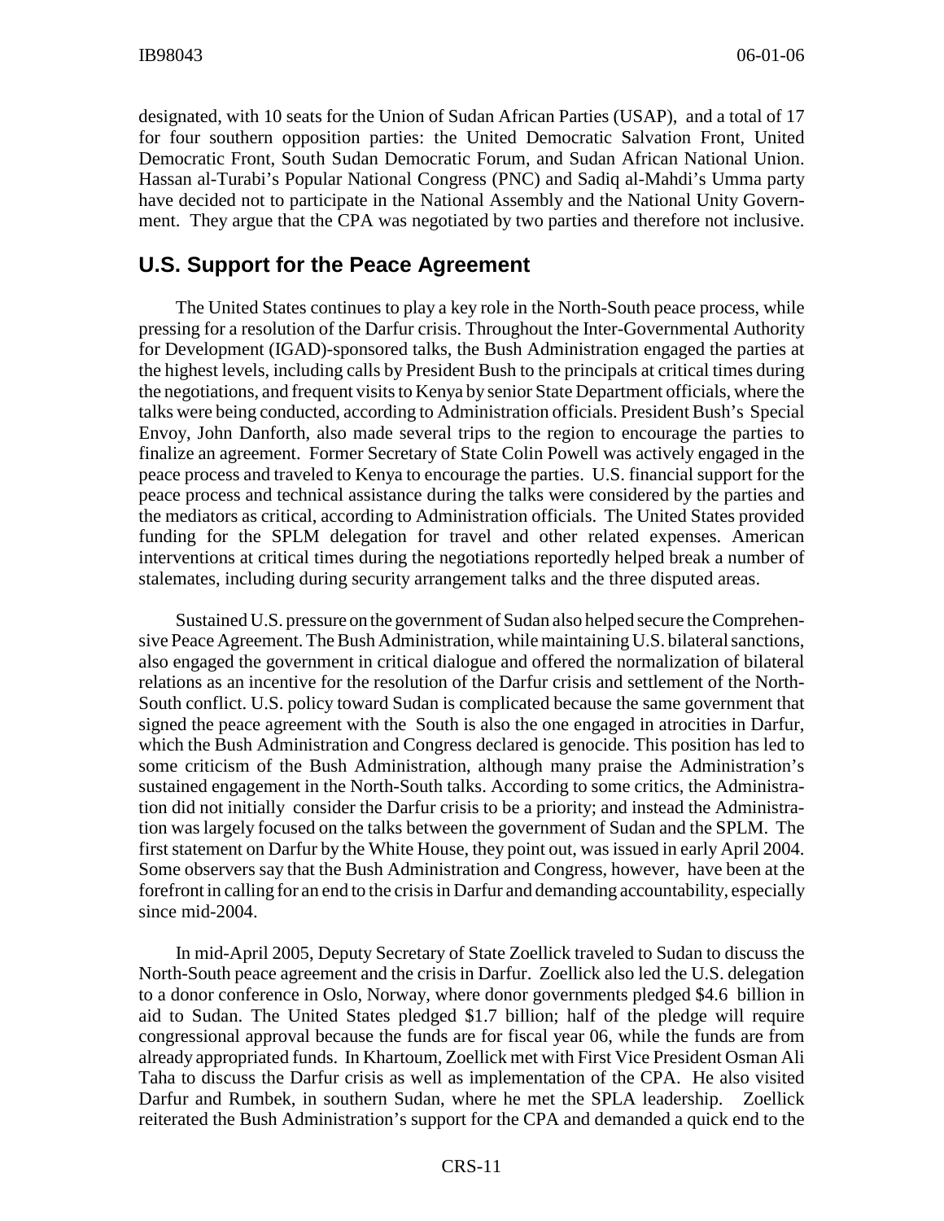designated, with 10 seats for the Union of Sudan African Parties (USAP), and a total of 17 for four southern opposition parties: the United Democratic Salvation Front, United Democratic Front, South Sudan Democratic Forum, and Sudan African National Union. Hassan al-Turabi's Popular National Congress (PNC) and Sadiq al-Mahdi's Umma party have decided not to participate in the National Assembly and the National Unity Government. They argue that the CPA was negotiated by two parties and therefore not inclusive.

## U.S. Support for the Peace Agreement

The United States continues to play a key role in the North-South peace process, while pressing for a resolution of the Darfur crisis. Throughout the Inter-Governmental Authority for Development (IGAD)-sponsored talks, the Bush Administration engaged the parties at the highest levels, including calls by President Bush to the principals at critical times during the negotiations, and frequent visits to Kenya by senior State Department officials, where the talks were being conducted, according to Administration officials. President Bush's Special Envoy, John Danforth, also made several trips to the region to encourage the parties to finalize an agreement. Former Secretary of State Colin Powell was actively engaged in the peace process and traveled to Kenya to encourage the parties. U.S. financial support for the peace process and technical assistance during the talks were considered by the parties and the mediators as critical, according to Administration officials. The United States provided funding for the SPLM delegation for travel and other related expenses. American interventions at critical times during the negotiations reportedly helped break a number of stalemates, including during security arrangement talks and the three disputed areas.

Sustained U.S. pressure on the government of Sudan also helped secure the Comprehensive Peace Agreement. The Bush Administration, while maintaining U.S. bilateral sanctions, also engaged the government in critical dialogue and offered the normalization of bilateral relations as an incentive for the resolution of the Darfur crisis and settlement of the North-South conflict. U.S. policy toward Sudan is complicated because the same government that signed the peace agreement with the South is also the one engaged in atrocities in Darfur, which the Bush Administration and Congress declared is genocide. This position has led to some criticism of the Bush Administration, although many praise the Administration's sustained engagement in the North-South talks. According to some critics, the Administration did not initially consider the Darfur crisis to be a priority; and instead the Administration was largely focused on the talks between the government of Sudan and the SPLM. The first statement on Darfur by the White House, they point out, was issued in early April 2004. Some observers say that the Bush Administration and Congress, however, have been at the forefront in calling for an end to the crisis in Darfur and demanding accountability, especially since mid-2004.

In mid-April 2005, Deputy Secretary of State Zoellick traveled to Sudan to discuss the North-South peace agreement and the crisis in Darfur. Zoellick also led the U.S. delegation to a donor conference in Oslo, Norway, where donor governments pledged $4.6 billion in aid to Sudan. The United States pledged $1.7 billion; half of the pledge will require congressional approval because the funds are for fiscal year 06, while the funds are from already appropriated funds. In Khartoum, Zoellick met with First Vice President Osman Ali Taha to discuss the Darfur crisis as well as implementation of the CPA. He also visited Darfur and Rumbek, in southern Sudan, where he met the SPLA leadership. Zoellick reiterated the Bush Administration's support for the CPA and demanded a quick end to the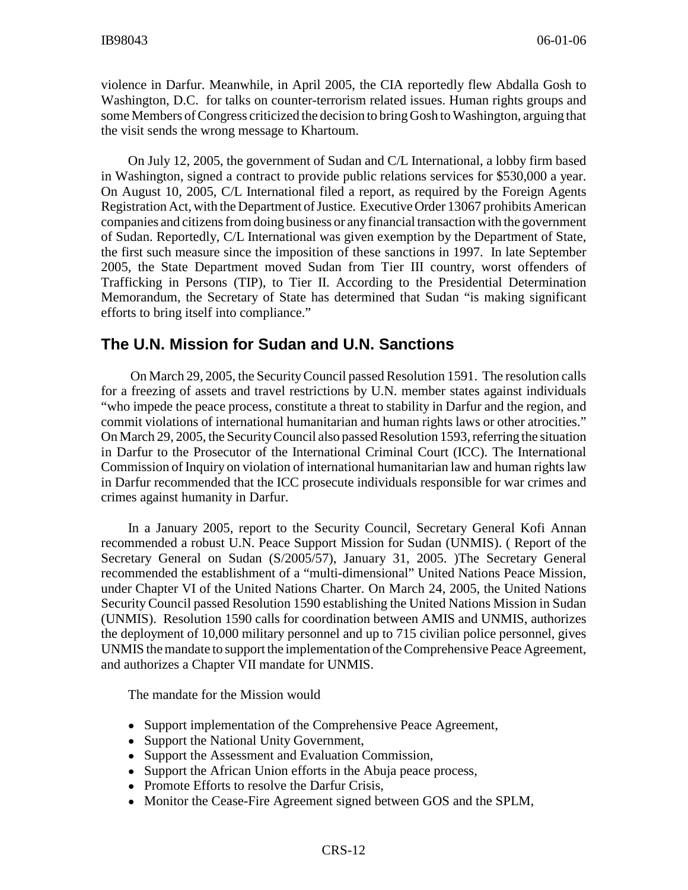violence in Darfur. Meanwhile, in April 2005, the CIA reportedly flew Abdalla Gosh to Washington, D.C. for talks on counter-terrorism related issues. Human rights groups and some Members of Congress criticized the decision to bring Gosh to Washington, arguing that the visit sends the wrong message to Khartoum.

On July 12, 2005, the government of Sudan and C/L International, a lobby firm based in Washington, signed a contract to provide public relations services for $530,000 a year. On August 10, 2005, C/L International filed a report, as required by the Foreign Agents Registration Act, with the Department of Justice. Executive Order 13067 prohibits American companies and citizens from doing business or any financial transaction with the government of Sudan. Reportedly, C/L International was given exemption by the Department of State, the first such measure since the imposition of these sanctions in 1997. In late September 2005, the State Department moved Sudan from Tier III country, worst offenders of Trafficking in Persons (TIP), to Tier II. According to the Presidential Determination Memorandum, the Secretary of State has determined that Sudan "is making significant efforts to bring itself into compliance."

## The U.N. Mission for Sudan and U.N. Sanctions

On March 29, 2005, the Security Council passed Resolution 1591. The resolution calls for a freezing of assets and travel restrictions by U.N. member states against individuals "who impede the peace process, constitute a threat to stability in Darfur and the region, and commit violations of international humanitarian and human rights laws or other atrocities." On March 29, 2005, the Security Council also passed Resolution 1593, referring the situation in Darfur to the Prosecutor of the International Criminal Court (ICC). The International Commission of Inquiry on violation of international humanitarian law and human rights law in Darfur recommended that the ICC prosecute individuals responsible for war crimes and crimes against humanity in Darfur.

In a January 2005, report to the Security Council, Secretary General Kofi Annan recommended a robust U.N. Peace Support Mission for Sudan (UNMIS). ( Report of the Secretary General on Sudan (S/2005/57), January 31, 2005. )The Secretary General recommended the establishment of a "multi-dimensional" United Nations Peace Mission, under Chapter VI of the United Nations Charter. On March 24, 2005, the United Nations Security Council passed Resolution 1590 establishing the United Nations Mission in Sudan (UNMIS). Resolution 1590 calls for coordination between AMIS and UNMIS, authorizes the deployment of 10,000 military personnel and up to 715 civilian police personnel, gives UNMIS the mandate to support the implementation of the Comprehensive Peace Agreement, and authorizes a Chapter VII mandate for UNMIS.

The mandate for the Mission would

- Support implementation of the Comprehensive Peace Agreement,
- Support the National Unity Government,
- Support the Assessment and Evaluation Commission,
- Support the African Union efforts in the Abuja peace process,
- Promote Efforts to resolve the Darfur Crisis,
- Monitor the Cease-Fire Agreement signed between GOS and the SPLM,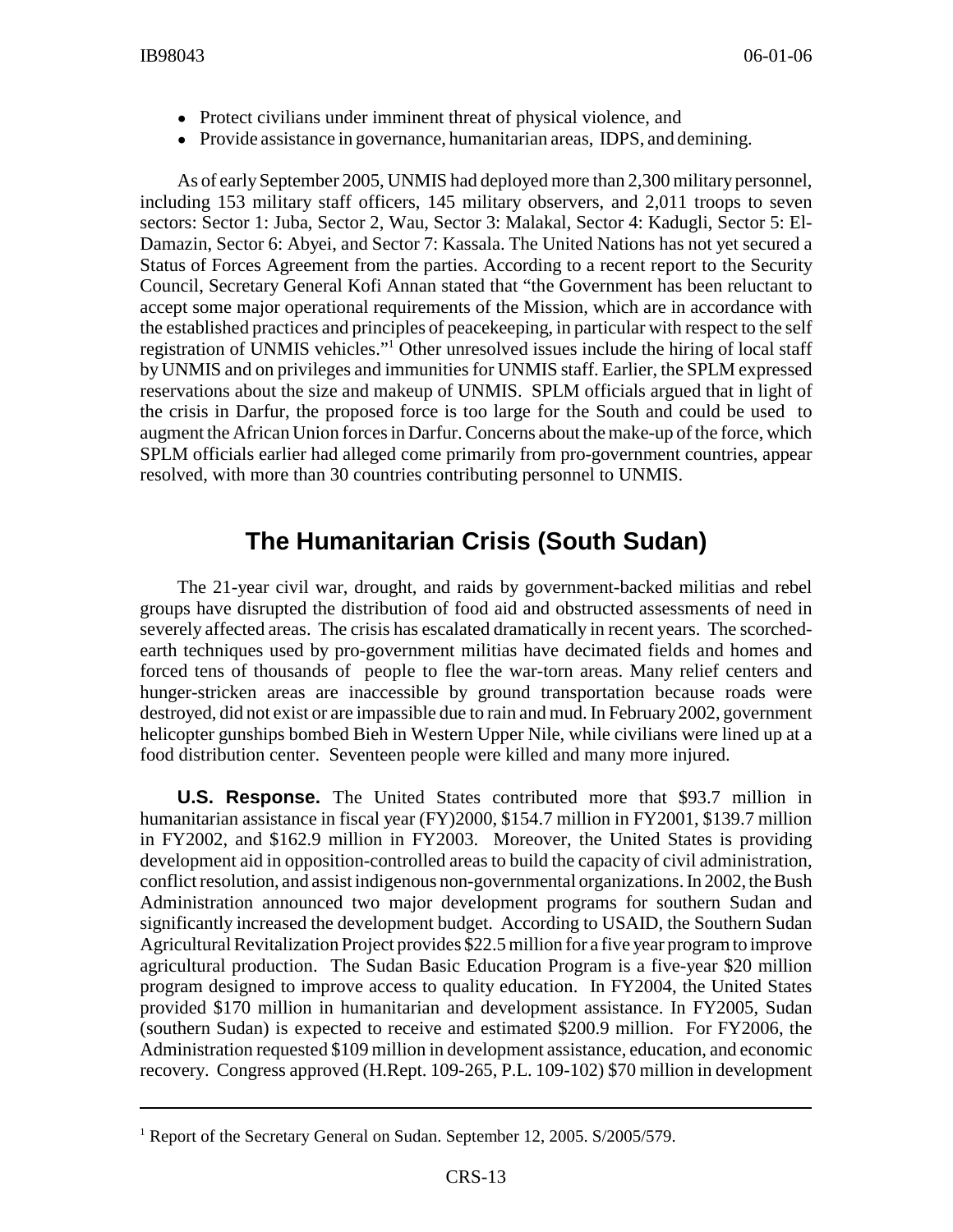- Protect civilians under imminent threat of physical violence, and
- Provide assistance in governance, humanitarian areas, IDPS, and demining.

As of early September 2005, UNMIS had deployed more than 2,300 military personnel, including 153 military staff officers, 145 military observers, and 2,011 troops to seven sectors: Sector 1: Juba, Sector 2, Wau, Sector 3: Malakal, Sector 4: Kadugli, Sector 5: El-Damazin, Sector 6: Abyei, and Sector 7: Kassala. The United Nations has not yet secured a Status of Forces Agreement from the parties. According to a recent report to the Security Council, Secretary General Kofi Annan stated that "the Government has been reluctant to accept some major operational requirements of the Mission, which are in accordance with the established practices and principles of peacekeeping, in particular with respect to the self registration of UNMIS vehicles."[1] Other unresolved issues include the hiring of local staff by UNMIS and on privileges and immunities for UNMIS staff. Earlier, the SPLM expressed reservations about the size and makeup of UNMIS. SPLM officials argued that in light of the crisis in Darfur, the proposed force is too large for the South and could be used to augment the African Union forces in Darfur. Concerns about the make-up of the force, which SPLM officials earlier had alleged come primarily from pro-government countries, appear resolved, with more than 30 countries contributing personnel to UNMIS.

## The Humanitarian Crisis (South Sudan)

The 21-year civil war, drought, and raids by government-backed militias and rebel groups have disrupted the distribution of food aid and obstructed assessments of need in severely affected areas. The crisis has escalated dramatically in recent years. The scorched-earth techniques used by pro-government militias have decimated fields and homes and forced tens of thousands of people to flee the war-torn areas. Many relief centers and hunger-stricken areas are inaccessible by ground transportation because roads were destroyed, did not exist or are impassible due to rain and mud. In February 2002, government helicopter gunships bombed Bieh in Western Upper Nile, while civilians were lined up at a food distribution center. Seventeen people were killed and many more injured.

**U.S. Response.** The United States contributed more that \$93.7 million in humanitarian assistance in fiscal year (FY)2000, \$154.7 million in FY2001, \$139.7 million in FY2002, and \$162.9 million in FY2003. Moreover, the United States is providing development aid in opposition-controlled areas to build the capacity of civil administration, conflict resolution, and assist indigenous non-governmental organizations. In 2002, the Bush Administration announced two major development programs for southern Sudan and significantly increased the development budget. According to USAID, the Southern Sudan Agricultural Revitalization Project provides \$22.5 million for a five year program to improve agricultural production. The Sudan Basic Education Program is a five-year \$20 million program designed to improve access to quality education. In FY2004, the United States provided \$170 million in humanitarian and development assistance. In FY2005, Sudan (southern Sudan) is expected to receive and estimated \$200.9 million. For FY2006, the Administration requested \$109 million in development assistance, education, and economic recovery. Congress approved (H.Rept. 109-265, P.L. 109-102) \$70 million in development

[1] Report of the Secretary General on Sudan. September 12, 2005. S/2005/579.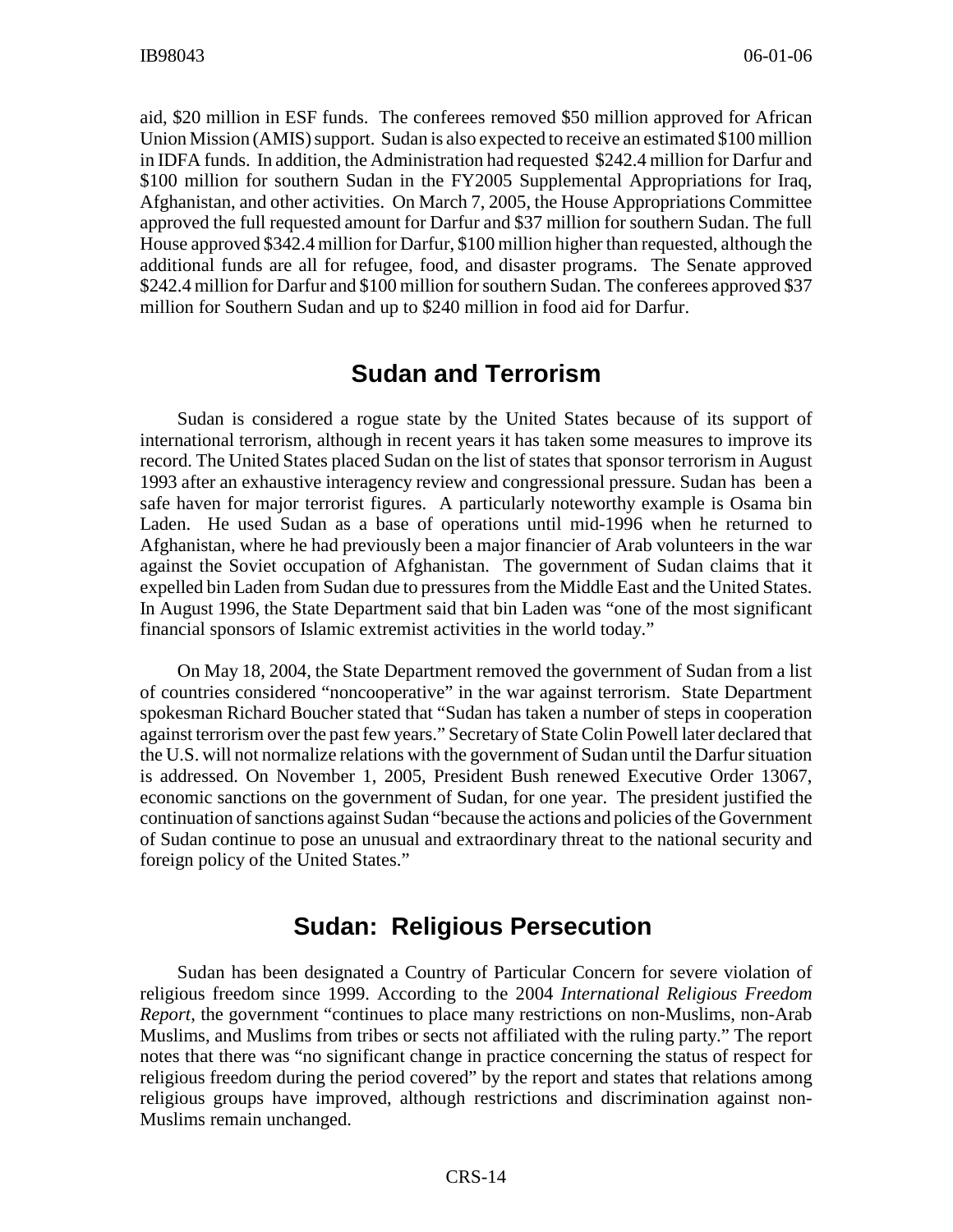aid, $20 million in ESF funds. The conferees removed $50 million approved for African Union Mission (AMIS) support. Sudan is also expected to receive an estimated $100 million in IDFA funds. In addition, the Administration had requested $242.4 million for Darfur and $100 million for southern Sudan in the FY2005 Supplemental Appropriations for Iraq, Afghanistan, and other activities. On March 7, 2005, the House Appropriations Committee approved the full requested amount for Darfur and $37 million for southern Sudan. The full House approved $342.4 million for Darfur, $100 million higher than requested, although the additional funds are all for refugee, food, and disaster programs. The Senate approved $242.4 million for Darfur and $100 million for southern Sudan. The conferees approved $37 million for Southern Sudan and up to $240 million in food aid for Darfur.

## Sudan and Terrorism

Sudan is considered a rogue state by the United States because of its support of international terrorism, although in recent years it has taken some measures to improve its record. The United States placed Sudan on the list of states that sponsor terrorism in August 1993 after an exhaustive interagency review and congressional pressure. Sudan has been a safe haven for major terrorist figures. A particularly noteworthy example is Osama bin Laden. He used Sudan as a base of operations until mid-1996 when he returned to Afghanistan, where he had previously been a major financier of Arab volunteers in the war against the Soviet occupation of Afghanistan. The government of Sudan claims that it expelled bin Laden from Sudan due to pressures from the Middle East and the United States. In August 1996, the State Department said that bin Laden was "one of the most significant financial sponsors of Islamic extremist activities in the world today."

On May 18, 2004, the State Department removed the government of Sudan from a list of countries considered "noncooperative" in the war against terrorism. State Department spokesman Richard Boucher stated that "Sudan has taken a number of steps in cooperation against terrorism over the past few years." Secretary of State Colin Powell later declared that the U.S. will not normalize relations with the government of Sudan until the Darfur situation is addressed. On November 1, 2005, President Bush renewed Executive Order 13067, economic sanctions on the government of Sudan, for one year. The president justified the continuation of sanctions against Sudan "because the actions and policies of the Government of Sudan continue to pose an unusual and extraordinary threat to the national security and foreign policy of the United States."

## Sudan: Religious Persecution

Sudan has been designated a Country of Particular Concern for severe violation of religious freedom since 1999. According to the 2004 *International Religious Freedom Report*, the government "continues to place many restrictions on non-Muslims, non-Arab Muslims, and Muslims from tribes or sects not affiliated with the ruling party." The report notes that there was "no significant change in practice concerning the status of respect for religious freedom during the period covered" by the report and states that relations among religious groups have improved, although restrictions and discrimination against non-Muslims remain unchanged.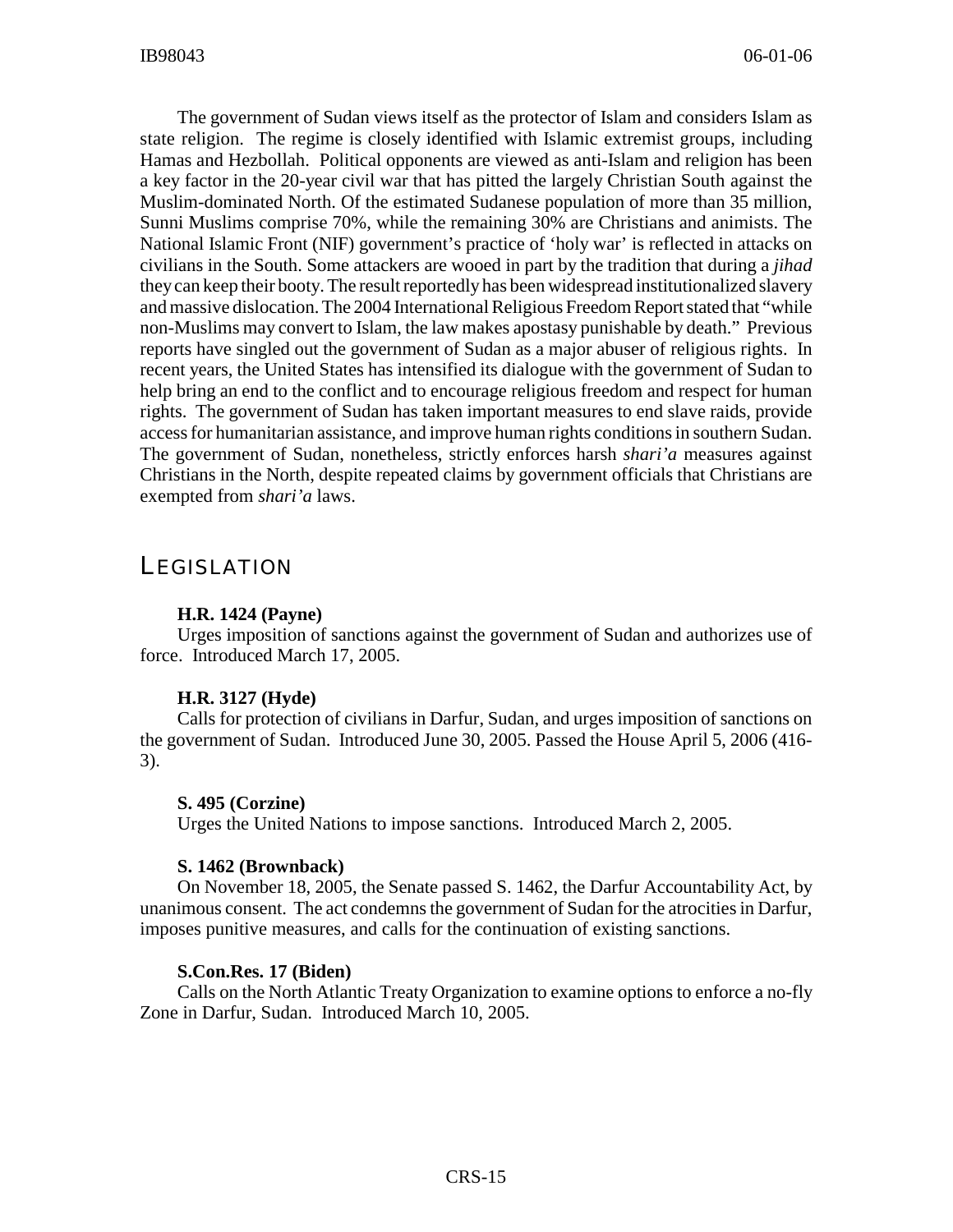The government of Sudan views itself as the protector of Islam and considers Islam as state religion. The regime is closely identified with Islamic extremist groups, including Hamas and Hezbollah. Political opponents are viewed as anti-Islam and religion has been a key factor in the 20-year civil war that has pitted the largely Christian South against the Muslim-dominated North. Of the estimated Sudanese population of more than 35 million, Sunni Muslims comprise 70%, while the remaining 30% are Christians and animists. The National Islamic Front (NIF) government's practice of 'holy war' is reflected in attacks on civilians in the South. Some attackers are wooed in part by the tradition that during a *jihad* they can keep their booty. The result reportedly has been widespread institutionalized slavery and massive dislocation. The 2004 International Religious Freedom Report stated that "while non-Muslims may convert to Islam, the law makes apostasy punishable by death." Previous reports have singled out the government of Sudan as a major abuser of religious rights. In recent years, the United States has intensified its dialogue with the government of Sudan to help bring an end to the conflict and to encourage religious freedom and respect for human rights. The government of Sudan has taken important measures to end slave raids, provide access for humanitarian assistance, and improve human rights conditions in southern Sudan. The government of Sudan, nonetheless, strictly enforces harsh *shari'a* measures against Christians in the North, despite repeated claims by government officials that Christians are exempted from *shari'a* laws.

## LEGISLATION

**H.R. 1424 (Payne)**
Urges imposition of sanctions against the government of Sudan and authorizes use of force. Introduced March 17, 2005.

**H.R. 3127 (Hyde)**
Calls for protection of civilians in Darfur, Sudan, and urges imposition of sanctions on the government of Sudan. Introduced June 30, 2005. Passed the House April 5, 2006 (416-3).

**S. 495 (Corzine)**
Urges the United Nations to impose sanctions. Introduced March 2, 2005.

**S. 1462 (Brownback)**
On November 18, 2005, the Senate passed S. 1462, the Darfur Accountability Act, by unanimous consent. The act condemns the government of Sudan for the atrocities in Darfur, imposes punitive measures, and calls for the continuation of existing sanctions.

**S.Con.Res. 17 (Biden)**
Calls on the North Atlantic Treaty Organization to examine options to enforce a no-fly Zone in Darfur, Sudan. Introduced March 10, 2005.